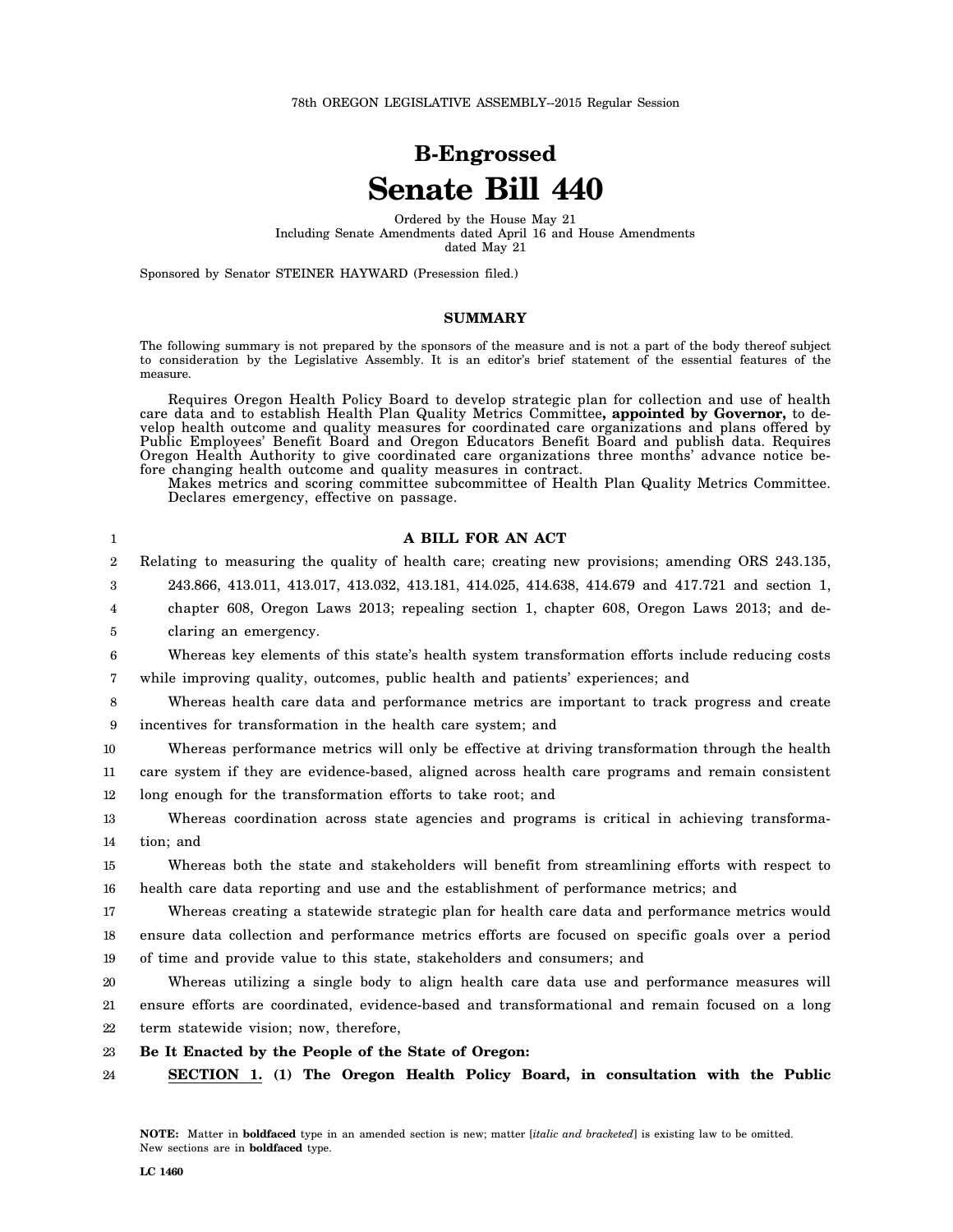78th OREGON LEGISLATIVE ASSEMBLY--2015 Regular Session

# B-Engrossed
# Senate Bill 440

Ordered by the House May 21
Including Senate Amendments dated April 16 and House Amendments dated May 21

Sponsored by Senator STEINER HAYWARD (Presession filed.)

## SUMMARY

The following summary is not prepared by the sponsors of the measure and is not a part of the body thereof subject to consideration by the Legislative Assembly. It is an editor's brief statement of the essential features of the measure.

Requires Oregon Health Policy Board to develop strategic plan for collection and use of health care data and to establish Health Plan Quality Metrics Committee**, appointed by Governor,** to develop health outcome and quality measures for coordinated care organizations and plans offered by Public Employees' Benefit Board and Oregon Educators Benefit Board and publish data. Requires Oregon Health Authority to give coordinated care organizations three months' advance notice before changing health outcome and quality measures in contract.

Makes metrics and scoring committee subcommittee of Health Plan Quality Metrics Committee. Declares emergency, effective on passage.

**A BILL FOR AN ACT**

Relating to measuring the quality of health care; creating new provisions; amending ORS 243.135, 243.866, 413.011, 413.017, 413.032, 413.181, 414.025, 414.638, 414.679 and 417.721 and section 1, chapter 608, Oregon Laws 2013; repealing section 1, chapter 608, Oregon Laws 2013; and declaring an emergency.

Whereas key elements of this state's health system transformation efforts include reducing costs while improving quality, outcomes, public health and patients' experiences; and

Whereas health care data and performance metrics are important to track progress and create incentives for transformation in the health care system; and

Whereas performance metrics will only be effective at driving transformation through the health care system if they are evidence-based, aligned across health care programs and remain consistent long enough for the transformation efforts to take root; and

Whereas coordination across state agencies and programs is critical in achieving transformation; and

Whereas both the state and stakeholders will benefit from streamlining efforts with respect to health care data reporting and use and the establishment of performance metrics; and

Whereas creating a statewide strategic plan for health care data and performance metrics would ensure data collection and performance metrics efforts are focused on specific goals over a period of time and provide value to this state, stakeholders and consumers; and

Whereas utilizing a single body to align health care data use and performance measures will ensure efforts are coordinated, evidence-based and transformational and remain focused on a long term statewide vision; now, therefore,

**Be It Enacted by the People of the State of Oregon:**

**SECTION 1. (1) The Oregon Health Policy Board, in consultation with the Public**

**NOTE:** Matter in **boldfaced** type in an amended section is new; matter [*italic and bracketed*] is existing law to be omitted. New sections are in **boldfaced** type.

LC 1460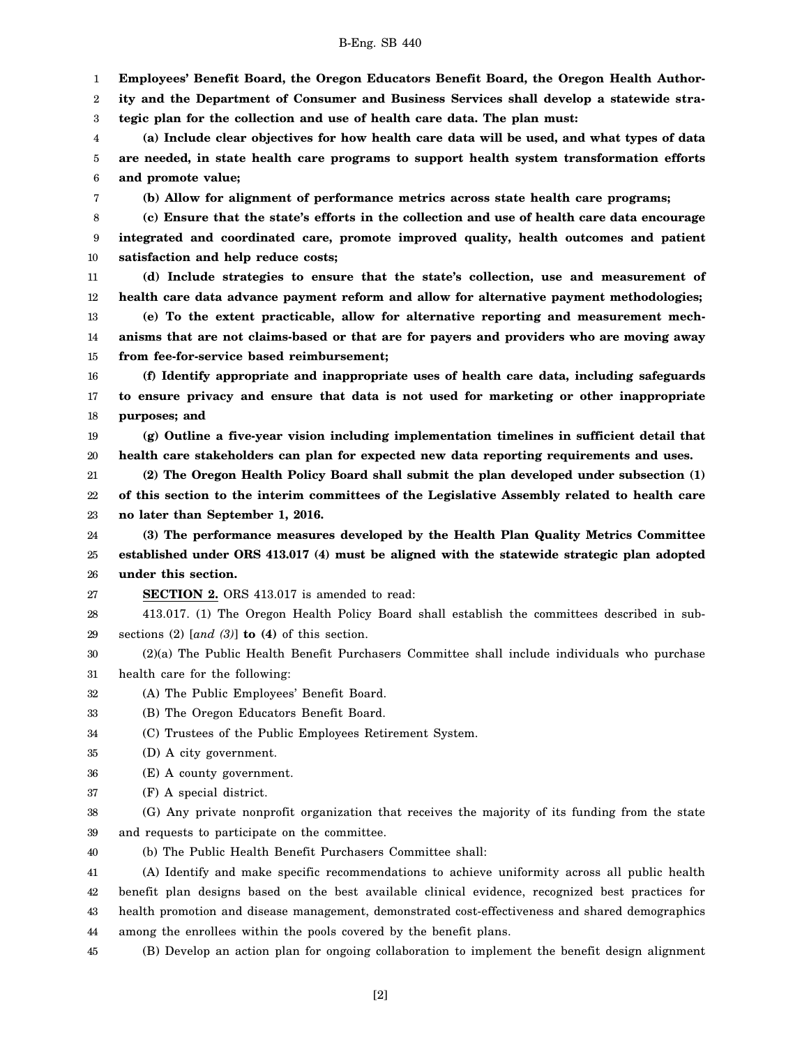**Employees' Benefit Board, the Oregon Educators Benefit Board, the Oregon Health Authority and the Department of Consumer and Business Services shall develop a statewide strategic plan for the collection and use of health care data. The plan must:**

**(a) Include clear objectives for how health care data will be used, and what types of data are needed, in state health care programs to support health system transformation efforts and promote value;**

**(b) Allow for alignment of performance metrics across state health care programs;**

**(c) Ensure that the state's efforts in the collection and use of health care data encourage integrated and coordinated care, promote improved quality, health outcomes and patient satisfaction and help reduce costs;**

**(d) Include strategies to ensure that the state's collection, use and measurement of health care data advance payment reform and allow for alternative payment methodologies;**

**(e) To the extent practicable, allow for alternative reporting and measurement mechanisms that are not claims-based or that are for payers and providers who are moving away from fee-for-service based reimbursement;**

**(f) Identify appropriate and inappropriate uses of health care data, including safeguards to ensure privacy and ensure that data is not used for marketing or other inappropriate purposes; and**

**(g) Outline a five-year vision including implementation timelines in sufficient detail that health care stakeholders can plan for expected new data reporting requirements and uses.**

**(2) The Oregon Health Policy Board shall submit the plan developed under subsection (1) of this section to the interim committees of the Legislative Assembly related to health care no later than September 1, 2016.**

**(3) The performance measures developed by the Health Plan Quality Metrics Committee established under ORS 413.017 (4) must be aligned with the statewide strategic plan adopted under this section.**

**SECTION 2.** ORS 413.017 is amended to read:

413.017. (1) The Oregon Health Policy Board shall establish the committees described in subsections (2) [*and (3)*] **to (4)** of this section.

(2)(a) The Public Health Benefit Purchasers Committee shall include individuals who purchase health care for the following:

(A) The Public Employees' Benefit Board.

(B) The Oregon Educators Benefit Board.

(C) Trustees of the Public Employees Retirement System.

(D) A city government.

(E) A county government.

(F) A special district.

(G) Any private nonprofit organization that receives the majority of its funding from the state and requests to participate on the committee.

(b) The Public Health Benefit Purchasers Committee shall:

(A) Identify and make specific recommendations to achieve uniformity across all public health benefit plan designs based on the best available clinical evidence, recognized best practices for health promotion and disease management, demonstrated cost-effectiveness and shared demographics among the enrollees within the pools covered by the benefit plans.

(B) Develop an action plan for ongoing collaboration to implement the benefit design alignment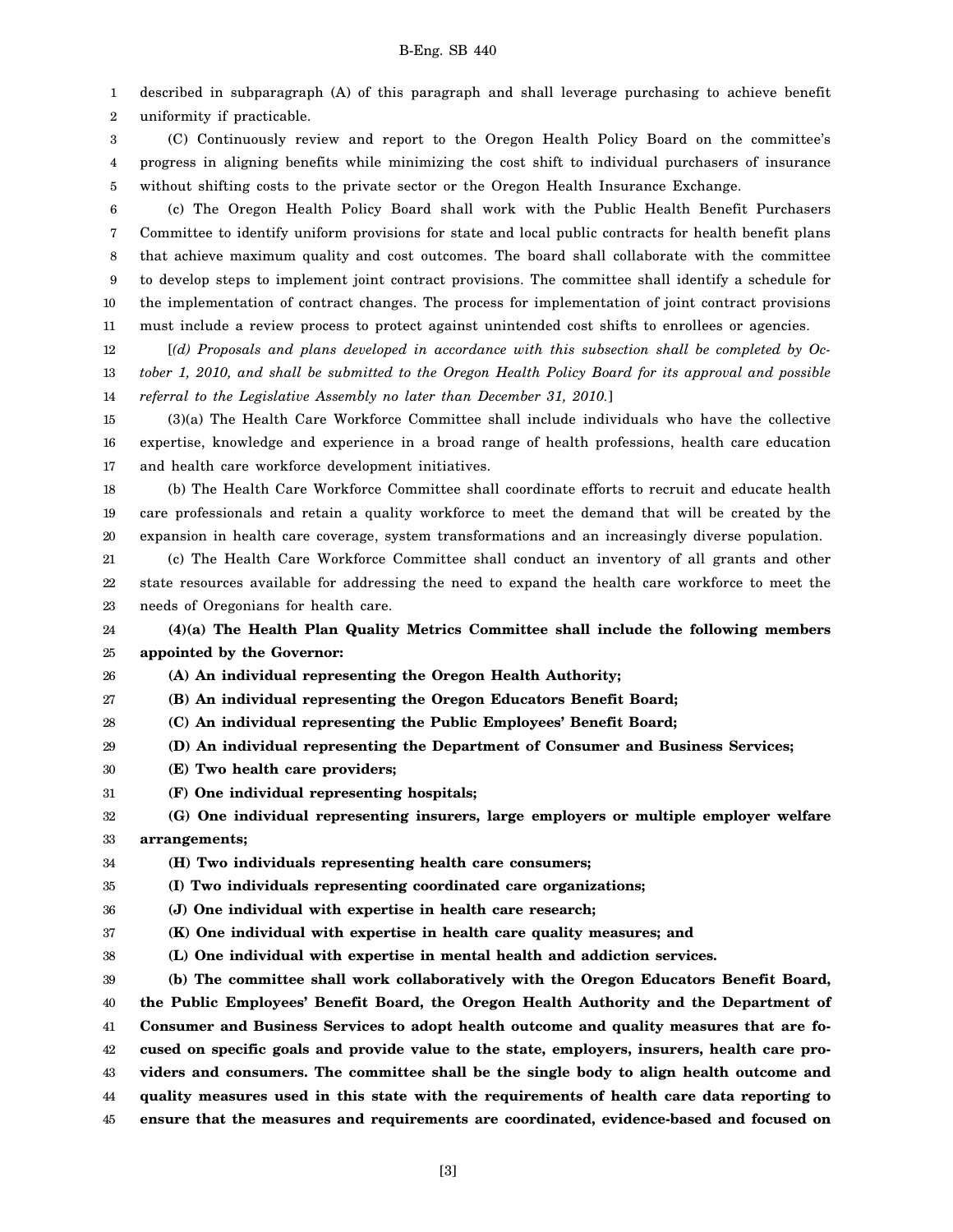described in subparagraph (A) of this paragraph and shall leverage purchasing to achieve benefit uniformity if practicable.

(C) Continuously review and report to the Oregon Health Policy Board on the committee's progress in aligning benefits while minimizing the cost shift to individual purchasers of insurance without shifting costs to the private sector or the Oregon Health Insurance Exchange.

(c) The Oregon Health Policy Board shall work with the Public Health Benefit Purchasers Committee to identify uniform provisions for state and local public contracts for health benefit plans that achieve maximum quality and cost outcomes. The board shall collaborate with the committee to develop steps to implement joint contract provisions. The committee shall identify a schedule for the implementation of contract changes. The process for implementation of joint contract provisions must include a review process to protect against unintended cost shifts to enrollees or agencies.

[*(d) Proposals and plans developed in accordance with this subsection shall be completed by October 1, 2010, and shall be submitted to the Oregon Health Policy Board for its approval and possible referral to the Legislative Assembly no later than December 31, 2010.*]

(3)(a) The Health Care Workforce Committee shall include individuals who have the collective expertise, knowledge and experience in a broad range of health professions, health care education and health care workforce development initiatives.

(b) The Health Care Workforce Committee shall coordinate efforts to recruit and educate health care professionals and retain a quality workforce to meet the demand that will be created by the expansion in health care coverage, system transformations and an increasingly diverse population.

(c) The Health Care Workforce Committee shall conduct an inventory of all grants and other state resources available for addressing the need to expand the health care workforce to meet the needs of Oregonians for health care.

**(4)(a) The Health Plan Quality Metrics Committee shall include the following members appointed by the Governor:**

**(A) An individual representing the Oregon Health Authority;**

**(B) An individual representing the Oregon Educators Benefit Board;**

**(C) An individual representing the Public Employees' Benefit Board;**

**(D) An individual representing the Department of Consumer and Business Services;**

**(E) Two health care providers;**

**(F) One individual representing hospitals;**

**(G) One individual representing insurers, large employers or multiple employer welfare arrangements;**

**(H) Two individuals representing health care consumers;**

**(I) Two individuals representing coordinated care organizations;**

**(J) One individual with expertise in health care research;**

**(K) One individual with expertise in health care quality measures; and**

**(L) One individual with expertise in mental health and addiction services.**

**(b) The committee shall work collaboratively with the Oregon Educators Benefit Board, the Public Employees' Benefit Board, the Oregon Health Authority and the Department of Consumer and Business Services to adopt health outcome and quality measures that are focused on specific goals and provide value to the state, employers, insurers, health care providers and consumers. The committee shall be the single body to align health outcome and quality measures used in this state with the requirements of health care data reporting to ensure that the measures and requirements are coordinated, evidence-based and focused on**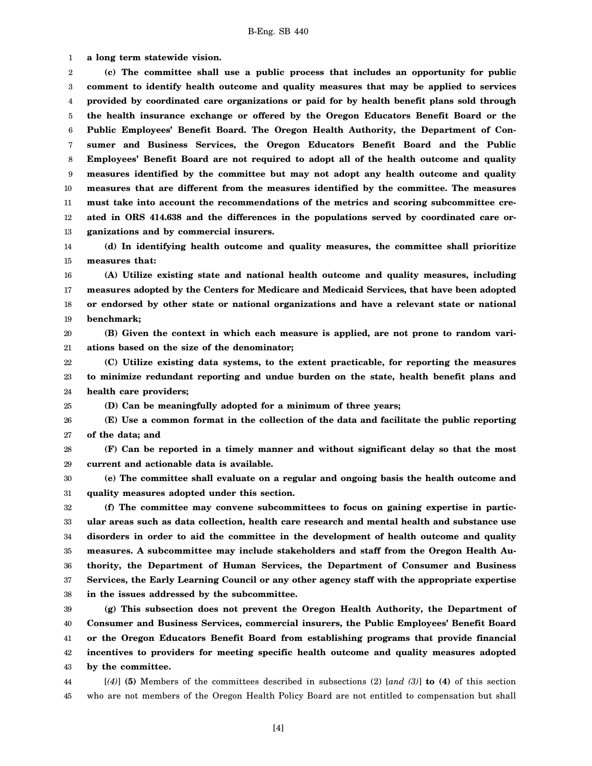**a long term statewide vision.**

**(c) The committee shall use a public process that includes an opportunity for public comment to identify health outcome and quality measures that may be applied to services provided by coordinated care organizations or paid for by health benefit plans sold through the health insurance exchange or offered by the Oregon Educators Benefit Board or the Public Employees' Benefit Board. The Oregon Health Authority, the Department of Consumer and Business Services, the Oregon Educators Benefit Board and the Public Employees' Benefit Board are not required to adopt all of the health outcome and quality measures identified by the committee but may not adopt any health outcome and quality measures that are different from the measures identified by the committee. The measures must take into account the recommendations of the metrics and scoring subcommittee created in ORS 414.638 and the differences in the populations served by coordinated care organizations and by commercial insurers.**

**(d) In identifying health outcome and quality measures, the committee shall prioritize measures that:**

**(A) Utilize existing state and national health outcome and quality measures, including measures adopted by the Centers for Medicare and Medicaid Services, that have been adopted or endorsed by other state or national organizations and have a relevant state or national benchmark;**

**(B) Given the context in which each measure is applied, are not prone to random variations based on the size of the denominator;**

**(C) Utilize existing data systems, to the extent practicable, for reporting the measures to minimize redundant reporting and undue burden on the state, health benefit plans and health care providers;**

**(D) Can be meaningfully adopted for a minimum of three years;**

**(E) Use a common format in the collection of the data and facilitate the public reporting of the data; and**

**(F) Can be reported in a timely manner and without significant delay so that the most current and actionable data is available.**

**(e) The committee shall evaluate on a regular and ongoing basis the health outcome and quality measures adopted under this section.**

**(f) The committee may convene subcommittees to focus on gaining expertise in particular areas such as data collection, health care research and mental health and substance use disorders in order to aid the committee in the development of health outcome and quality measures. A subcommittee may include stakeholders and staff from the Oregon Health Authority, the Department of Human Services, the Department of Consumer and Business Services, the Early Learning Council or any other agency staff with the appropriate expertise in the issues addressed by the subcommittee.**

**(g) This subsection does not prevent the Oregon Health Authority, the Department of Consumer and Business Services, commercial insurers, the Public Employees' Benefit Board or the Oregon Educators Benefit Board from establishing programs that provide financial incentives to providers for meeting specific health outcome and quality measures adopted by the committee.**

[*(4)*] **(5)** Members of the committees described in subsections (2) [*and (3)*] **to (4)** of this section who are not members of the Oregon Health Policy Board are not entitled to compensation but shall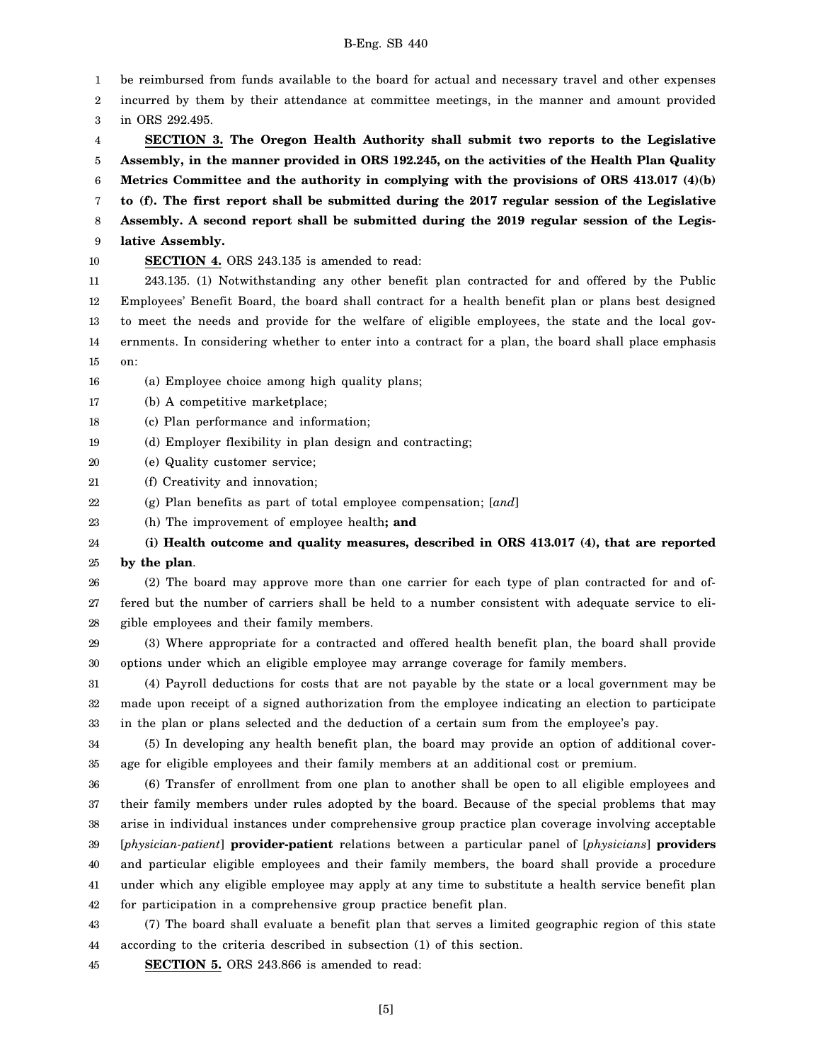be reimbursed from funds available to the board for actual and necessary travel and other expenses incurred by them by their attendance at committee meetings, in the manner and amount provided in ORS 292.495.

**SECTION 3. The Oregon Health Authority shall submit two reports to the Legislative Assembly, in the manner provided in ORS 192.245, on the activities of the Health Plan Quality Metrics Committee and the authority in complying with the provisions of ORS 413.017 (4)(b) to (f). The first report shall be submitted during the 2017 regular session of the Legislative Assembly. A second report shall be submitted during the 2019 regular session of the Legislative Assembly.**

**SECTION 4.** ORS 243.135 is amended to read:

243.135. (1) Notwithstanding any other benefit plan contracted for and offered by the Public Employees' Benefit Board, the board shall contract for a health benefit plan or plans best designed to meet the needs and provide for the welfare of eligible employees, the state and the local governments. In considering whether to enter into a contract for a plan, the board shall place emphasis on:

(a) Employee choice among high quality plans;

(b) A competitive marketplace;

(c) Plan performance and information;

(d) Employer flexibility in plan design and contracting;

(e) Quality customer service;

(f) Creativity and innovation;

(g) Plan benefits as part of total employee compensation; [*and*]

(h) The improvement of employee health**; and**

**(i) Health outcome and quality measures, described in ORS 413.017 (4), that are reported by the plan**.

(2) The board may approve more than one carrier for each type of plan contracted for and offered but the number of carriers shall be held to a number consistent with adequate service to eligible employees and their family members.

(3) Where appropriate for a contracted and offered health benefit plan, the board shall provide options under which an eligible employee may arrange coverage for family members.

(4) Payroll deductions for costs that are not payable by the state or a local government may be made upon receipt of a signed authorization from the employee indicating an election to participate in the plan or plans selected and the deduction of a certain sum from the employee's pay.

(5) In developing any health benefit plan, the board may provide an option of additional coverage for eligible employees and their family members at an additional cost or premium.

(6) Transfer of enrollment from one plan to another shall be open to all eligible employees and their family members under rules adopted by the board. Because of the special problems that may arise in individual instances under comprehensive group practice plan coverage involving acceptable [*physician-patient*] **provider-patient** relations between a particular panel of [*physicians*] **providers** and particular eligible employees and their family members, the board shall provide a procedure under which any eligible employee may apply at any time to substitute a health service benefit plan for participation in a comprehensive group practice benefit plan.

(7) The board shall evaluate a benefit plan that serves a limited geographic region of this state according to the criteria described in subsection (1) of this section.

**SECTION 5.** ORS 243.866 is amended to read: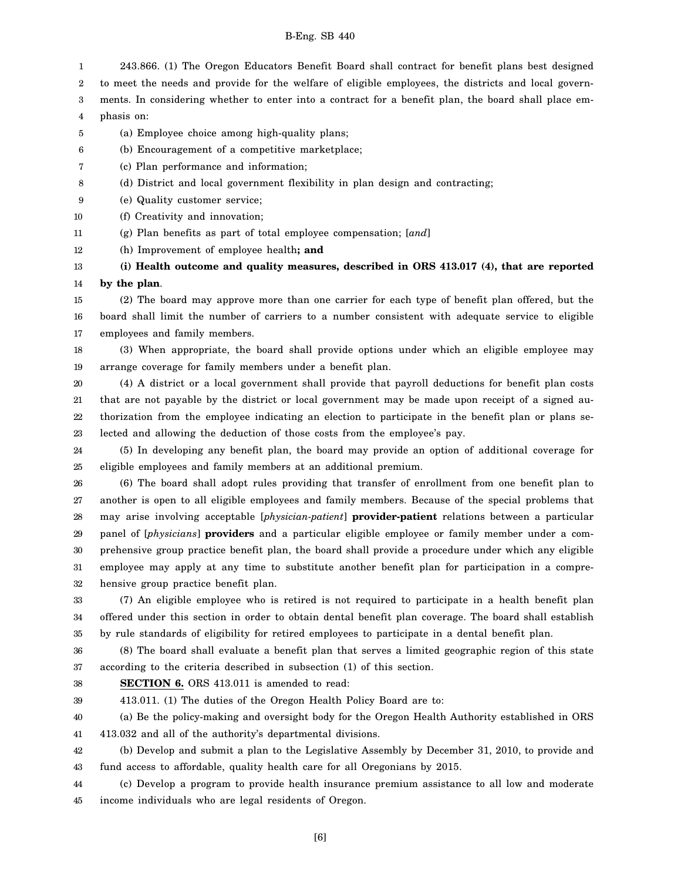243.866. (1) The Oregon Educators Benefit Board shall contract for benefit plans best designed to meet the needs and provide for the welfare of eligible employees, the districts and local governments. In considering whether to enter into a contract for a benefit plan, the board shall place emphasis on:

(a) Employee choice among high-quality plans;

(b) Encouragement of a competitive marketplace;

(c) Plan performance and information;

(d) District and local government flexibility in plan design and contracting;

(e) Quality customer service;

(f) Creativity and innovation;

(g) Plan benefits as part of total employee compensation; [*and*]

(h) Improvement of employee health**; and**

**(i) Health outcome and quality measures, described in ORS 413.017 (4), that are reported by the plan**.

(2) The board may approve more than one carrier for each type of benefit plan offered, but the board shall limit the number of carriers to a number consistent with adequate service to eligible employees and family members.

(3) When appropriate, the board shall provide options under which an eligible employee may arrange coverage for family members under a benefit plan.

(4) A district or a local government shall provide that payroll deductions for benefit plan costs that are not payable by the district or local government may be made upon receipt of a signed authorization from the employee indicating an election to participate in the benefit plan or plans selected and allowing the deduction of those costs from the employee's pay.

(5) In developing any benefit plan, the board may provide an option of additional coverage for eligible employees and family members at an additional premium.

(6) The board shall adopt rules providing that transfer of enrollment from one benefit plan to another is open to all eligible employees and family members. Because of the special problems that may arise involving acceptable [*physician-patient*] **provider-patient** relations between a particular panel of [*physicians*] **providers** and a particular eligible employee or family member under a comprehensive group practice benefit plan, the board shall provide a procedure under which any eligible employee may apply at any time to substitute another benefit plan for participation in a comprehensive group practice benefit plan.

(7) An eligible employee who is retired is not required to participate in a health benefit plan offered under this section in order to obtain dental benefit plan coverage. The board shall establish by rule standards of eligibility for retired employees to participate in a dental benefit plan.

(8) The board shall evaluate a benefit plan that serves a limited geographic region of this state according to the criteria described in subsection (1) of this section.

**SECTION 6.** ORS 413.011 is amended to read:

413.011. (1) The duties of the Oregon Health Policy Board are to:

(a) Be the policy-making and oversight body for the Oregon Health Authority established in ORS 413.032 and all of the authority's departmental divisions.

(b) Develop and submit a plan to the Legislative Assembly by December 31, 2010, to provide and fund access to affordable, quality health care for all Oregonians by 2015.

(c) Develop a program to provide health insurance premium assistance to all low and moderate income individuals who are legal residents of Oregon.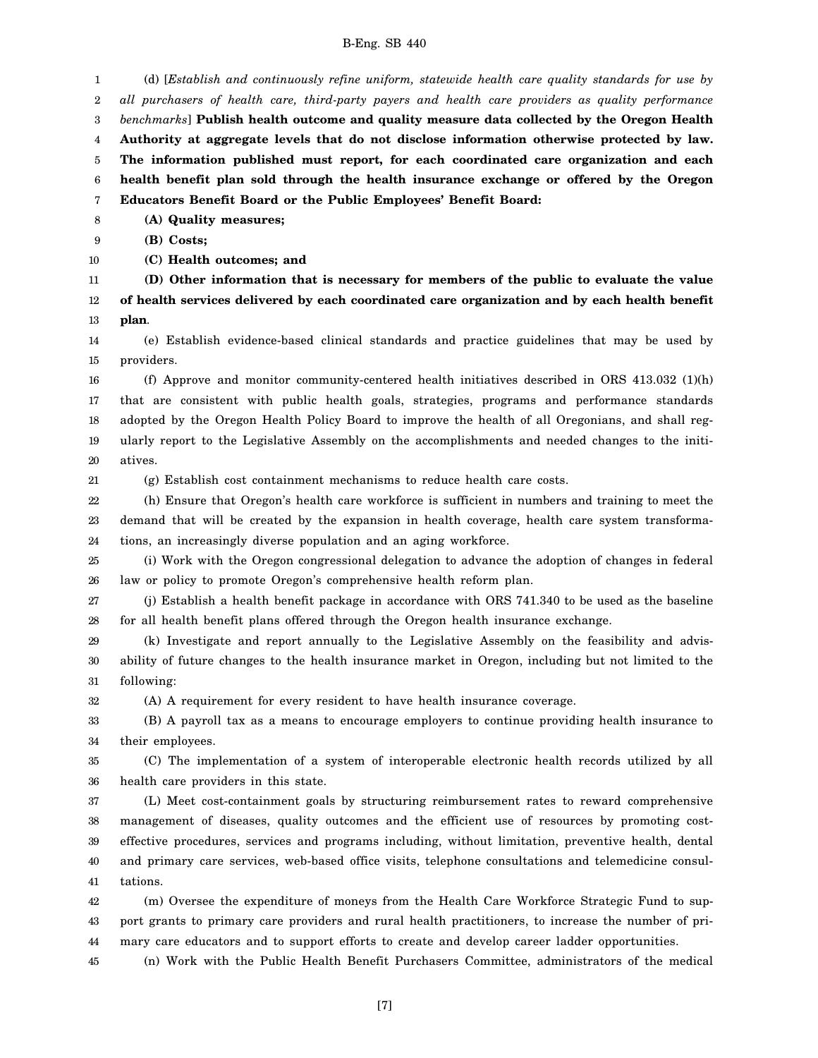(d) [*Establish and continuously refine uniform, statewide health care quality standards for use by all purchasers of health care, third-party payers and health care providers as quality performance benchmarks*] **Publish health outcome and quality measure data collected by the Oregon Health Authority at aggregate levels that do not disclose information otherwise protected by law. The information published must report, for each coordinated care organization and each health benefit plan sold through the health insurance exchange or offered by the Oregon Educators Benefit Board or the Public Employees' Benefit Board:**

**(A) Quality measures;**

**(B) Costs;**

**(C) Health outcomes; and**

**(D) Other information that is necessary for members of the public to evaluate the value of health services delivered by each coordinated care organization and by each health benefit plan**.

(e) Establish evidence-based clinical standards and practice guidelines that may be used by providers.

(f) Approve and monitor community-centered health initiatives described in ORS 413.032 (1)(h) that are consistent with public health goals, strategies, programs and performance standards adopted by the Oregon Health Policy Board to improve the health of all Oregonians, and shall regularly report to the Legislative Assembly on the accomplishments and needed changes to the initiatives.

(g) Establish cost containment mechanisms to reduce health care costs.

(h) Ensure that Oregon's health care workforce is sufficient in numbers and training to meet the demand that will be created by the expansion in health coverage, health care system transformations, an increasingly diverse population and an aging workforce.

(i) Work with the Oregon congressional delegation to advance the adoption of changes in federal law or policy to promote Oregon's comprehensive health reform plan.

(j) Establish a health benefit package in accordance with ORS 741.340 to be used as the baseline for all health benefit plans offered through the Oregon health insurance exchange.

(k) Investigate and report annually to the Legislative Assembly on the feasibility and advisability of future changes to the health insurance market in Oregon, including but not limited to the following:

(A) A requirement for every resident to have health insurance coverage.

(B) A payroll tax as a means to encourage employers to continue providing health insurance to their employees.

(C) The implementation of a system of interoperable electronic health records utilized by all health care providers in this state.

(L) Meet cost-containment goals by structuring reimbursement rates to reward comprehensive management of diseases, quality outcomes and the efficient use of resources by promoting cost-effective procedures, services and programs including, without limitation, preventive health, dental and primary care services, web-based office visits, telephone consultations and telemedicine consultations.

(m) Oversee the expenditure of moneys from the Health Care Workforce Strategic Fund to support grants to primary care providers and rural health practitioners, to increase the number of primary care educators and to support efforts to create and develop career ladder opportunities.

(n) Work with the Public Health Benefit Purchasers Committee, administrators of the medical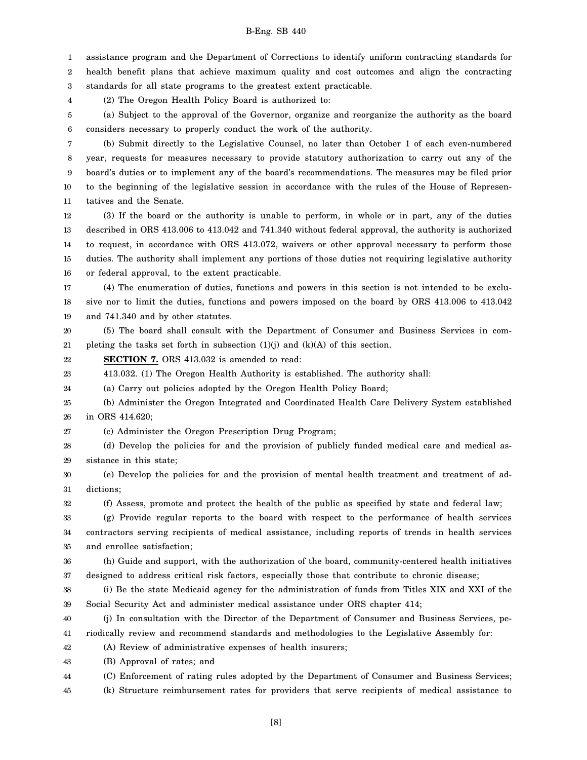assistance program and the Department of Corrections to identify uniform contracting standards for health benefit plans that achieve maximum quality and cost outcomes and align the contracting standards for all state programs to the greatest extent practicable.

(2) The Oregon Health Policy Board is authorized to:

(a) Subject to the approval of the Governor, organize and reorganize the authority as the board considers necessary to properly conduct the work of the authority.

(b) Submit directly to the Legislative Counsel, no later than October 1 of each even-numbered year, requests for measures necessary to provide statutory authorization to carry out any of the board's duties or to implement any of the board's recommendations. The measures may be filed prior to the beginning of the legislative session in accordance with the rules of the House of Representatives and the Senate.

(3) If the board or the authority is unable to perform, in whole or in part, any of the duties described in ORS 413.006 to 413.042 and 741.340 without federal approval, the authority is authorized to request, in accordance with ORS 413.072, waivers or other approval necessary to perform those duties. The authority shall implement any portions of those duties not requiring legislative authority or federal approval, to the extent practicable.

(4) The enumeration of duties, functions and powers in this section is not intended to be exclusive nor to limit the duties, functions and powers imposed on the board by ORS 413.006 to 413.042 and 741.340 and by other statutes.

(5) The board shall consult with the Department of Consumer and Business Services in completing the tasks set forth in subsection (1)(j) and (k)(A) of this section.

**SECTION 7.** ORS 413.032 is amended to read:

413.032. (1) The Oregon Health Authority is established. The authority shall:

(a) Carry out policies adopted by the Oregon Health Policy Board;

(b) Administer the Oregon Integrated and Coordinated Health Care Delivery System established in ORS 414.620;

(c) Administer the Oregon Prescription Drug Program;

(d) Develop the policies for and the provision of publicly funded medical care and medical assistance in this state;

(e) Develop the policies for and the provision of mental health treatment and treatment of addictions;

(f) Assess, promote and protect the health of the public as specified by state and federal law;

(g) Provide regular reports to the board with respect to the performance of health services contractors serving recipients of medical assistance, including reports of trends in health services and enrollee satisfaction;

(h) Guide and support, with the authorization of the board, community-centered health initiatives designed to address critical risk factors, especially those that contribute to chronic disease;

(i) Be the state Medicaid agency for the administration of funds from Titles XIX and XXI of the Social Security Act and administer medical assistance under ORS chapter 414;

(j) In consultation with the Director of the Department of Consumer and Business Services, periodically review and recommend standards and methodologies to the Legislative Assembly for:

(A) Review of administrative expenses of health insurers;

(B) Approval of rates; and

(C) Enforcement of rating rules adopted by the Department of Consumer and Business Services;

(k) Structure reimbursement rates for providers that serve recipients of medical assistance to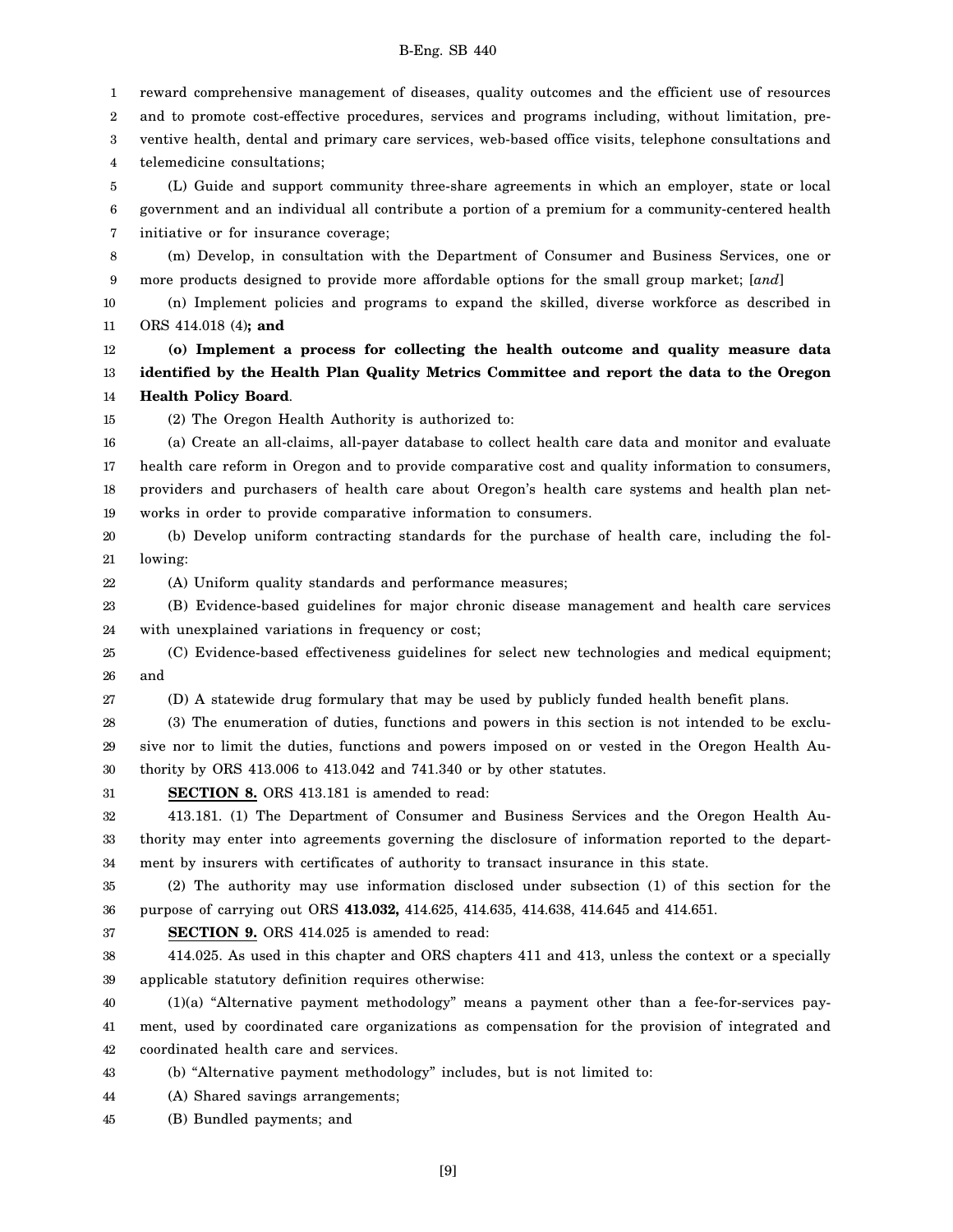reward comprehensive management of diseases, quality outcomes and the efficient use of resources and to promote cost-effective procedures, services and programs including, without limitation, preventive health, dental and primary care services, web-based office visits, telephone consultations and telemedicine consultations;

(L) Guide and support community three-share agreements in which an employer, state or local government and an individual all contribute a portion of a premium for a community-centered health initiative or for insurance coverage;

(m) Develop, in consultation with the Department of Consumer and Business Services, one or more products designed to provide more affordable options for the small group market; [*and*]

(n) Implement policies and programs to expand the skilled, diverse workforce as described in ORS 414.018 (4)**; and**

**(o) Implement a process for collecting the health outcome and quality measure data identified by the Health Plan Quality Metrics Committee and report the data to the Oregon Health Policy Board**.

(2) The Oregon Health Authority is authorized to:

(a) Create an all-claims, all-payer database to collect health care data and monitor and evaluate health care reform in Oregon and to provide comparative cost and quality information to consumers, providers and purchasers of health care about Oregon's health care systems and health plan networks in order to provide comparative information to consumers.

(b) Develop uniform contracting standards for the purchase of health care, including the following:

(A) Uniform quality standards and performance measures;

(B) Evidence-based guidelines for major chronic disease management and health care services with unexplained variations in frequency or cost;

(C) Evidence-based effectiveness guidelines for select new technologies and medical equipment; and

(D) A statewide drug formulary that may be used by publicly funded health benefit plans.

(3) The enumeration of duties, functions and powers in this section is not intended to be exclusive nor to limit the duties, functions and powers imposed on or vested in the Oregon Health Authority by ORS 413.006 to 413.042 and 741.340 or by other statutes.

**SECTION 8.** ORS 413.181 is amended to read:

413.181. (1) The Department of Consumer and Business Services and the Oregon Health Authority may enter into agreements governing the disclosure of information reported to the department by insurers with certificates of authority to transact insurance in this state.

(2) The authority may use information disclosed under subsection (1) of this section for the purpose of carrying out ORS **413.032,** 414.625, 414.635, 414.638, 414.645 and 414.651.

**SECTION 9.** ORS 414.025 is amended to read:

414.025. As used in this chapter and ORS chapters 411 and 413, unless the context or a specially applicable statutory definition requires otherwise:

(1)(a) "Alternative payment methodology" means a payment other than a fee-for-services payment, used by coordinated care organizations as compensation for the provision of integrated and coordinated health care and services.

(b) "Alternative payment methodology" includes, but is not limited to:

(A) Shared savings arrangements;

(B) Bundled payments; and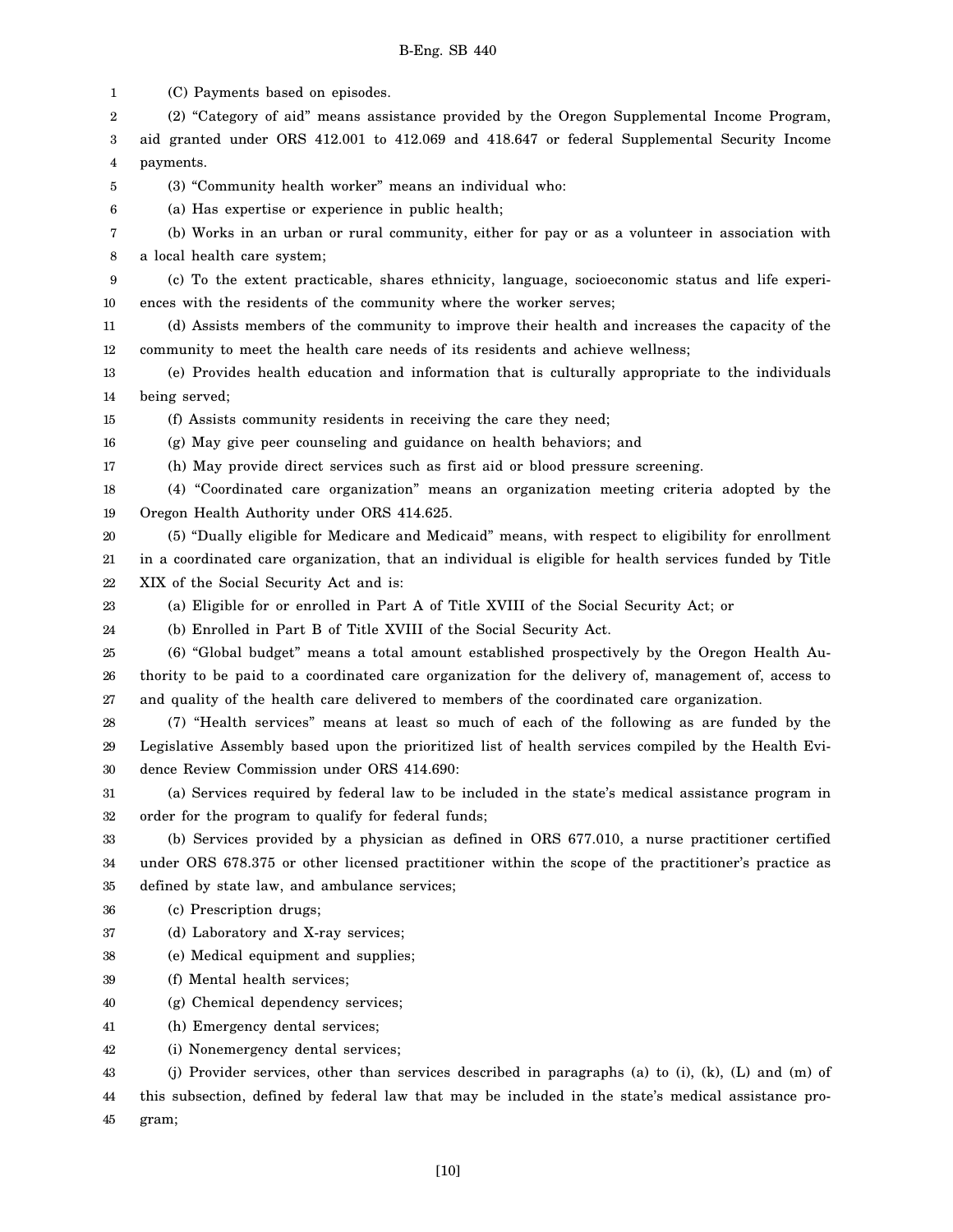(C) Payments based on episodes.

(2) "Category of aid" means assistance provided by the Oregon Supplemental Income Program, aid granted under ORS 412.001 to 412.069 and 418.647 or federal Supplemental Security Income payments.

(3) "Community health worker" means an individual who:

(a) Has expertise or experience in public health;

(b) Works in an urban or rural community, either for pay or as a volunteer in association with a local health care system;

(c) To the extent practicable, shares ethnicity, language, socioeconomic status and life experiences with the residents of the community where the worker serves;

(d) Assists members of the community to improve their health and increases the capacity of the community to meet the health care needs of its residents and achieve wellness;

(e) Provides health education and information that is culturally appropriate to the individuals being served;

(f) Assists community residents in receiving the care they need;

(g) May give peer counseling and guidance on health behaviors; and

(h) May provide direct services such as first aid or blood pressure screening.

(4) "Coordinated care organization" means an organization meeting criteria adopted by the Oregon Health Authority under ORS 414.625.

(5) "Dually eligible for Medicare and Medicaid" means, with respect to eligibility for enrollment in a coordinated care organization, that an individual is eligible for health services funded by Title XIX of the Social Security Act and is:

(a) Eligible for or enrolled in Part A of Title XVIII of the Social Security Act; or

(b) Enrolled in Part B of Title XVIII of the Social Security Act.

(6) "Global budget" means a total amount established prospectively by the Oregon Health Authority to be paid to a coordinated care organization for the delivery of, management of, access to and quality of the health care delivered to members of the coordinated care organization.

(7) "Health services" means at least so much of each of the following as are funded by the Legislative Assembly based upon the prioritized list of health services compiled by the Health Evidence Review Commission under ORS 414.690:

(a) Services required by federal law to be included in the state's medical assistance program in order for the program to qualify for federal funds;

(b) Services provided by a physician as defined in ORS 677.010, a nurse practitioner certified under ORS 678.375 or other licensed practitioner within the scope of the practitioner's practice as defined by state law, and ambulance services;

(c) Prescription drugs;

(d) Laboratory and X-ray services;

(e) Medical equipment and supplies;

(f) Mental health services;

(g) Chemical dependency services;

(h) Emergency dental services;

(i) Nonemergency dental services;

(j) Provider services, other than services described in paragraphs (a) to (i), (k), (L) and (m) of this subsection, defined by federal law that may be included in the state's medical assistance program;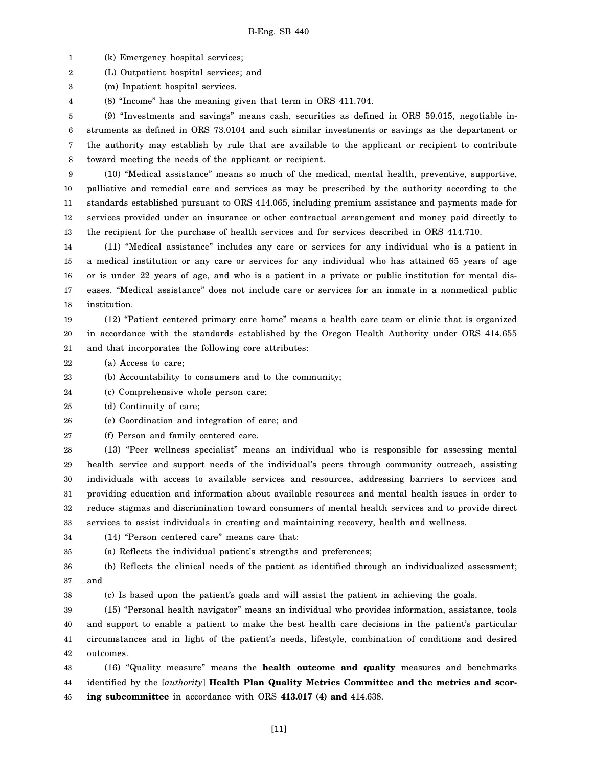(k) Emergency hospital services;

(L) Outpatient hospital services; and

(m) Inpatient hospital services.

(8) "Income" has the meaning given that term in ORS 411.704.

(9) "Investments and savings" means cash, securities as defined in ORS 59.015, negotiable instruments as defined in ORS 73.0104 and such similar investments or savings as the department or the authority may establish by rule that are available to the applicant or recipient to contribute toward meeting the needs of the applicant or recipient.

(10) "Medical assistance" means so much of the medical, mental health, preventive, supportive, palliative and remedial care and services as may be prescribed by the authority according to the standards established pursuant to ORS 414.065, including premium assistance and payments made for services provided under an insurance or other contractual arrangement and money paid directly to the recipient for the purchase of health services and for services described in ORS 414.710.

(11) "Medical assistance" includes any care or services for any individual who is a patient in a medical institution or any care or services for any individual who has attained 65 years of age or is under 22 years of age, and who is a patient in a private or public institution for mental diseases. "Medical assistance" does not include care or services for an inmate in a nonmedical public institution.

(12) "Patient centered primary care home" means a health care team or clinic that is organized in accordance with the standards established by the Oregon Health Authority under ORS 414.655 and that incorporates the following core attributes:

(a) Access to care;

(b) Accountability to consumers and to the community;

(c) Comprehensive whole person care;

(d) Continuity of care;

(e) Coordination and integration of care; and

(f) Person and family centered care.

(13) "Peer wellness specialist" means an individual who is responsible for assessing mental health service and support needs of the individual's peers through community outreach, assisting individuals with access to available services and resources, addressing barriers to services and providing education and information about available resources and mental health issues in order to reduce stigmas and discrimination toward consumers of mental health services and to provide direct services to assist individuals in creating and maintaining recovery, health and wellness.

(14) "Person centered care" means care that:

(a) Reflects the individual patient's strengths and preferences;

(b) Reflects the clinical needs of the patient as identified through an individualized assessment; and

(c) Is based upon the patient's goals and will assist the patient in achieving the goals.

(15) "Personal health navigator" means an individual who provides information, assistance, tools and support to enable a patient to make the best health care decisions in the patient's particular circumstances and in light of the patient's needs, lifestyle, combination of conditions and desired outcomes.

(16) "Quality measure" means the **health outcome and quality** measures and benchmarks identified by the [*authority*] **Health Plan Quality Metrics Committee and the metrics and scoring subcommittee** in accordance with ORS **413.017 (4) and** 414.638.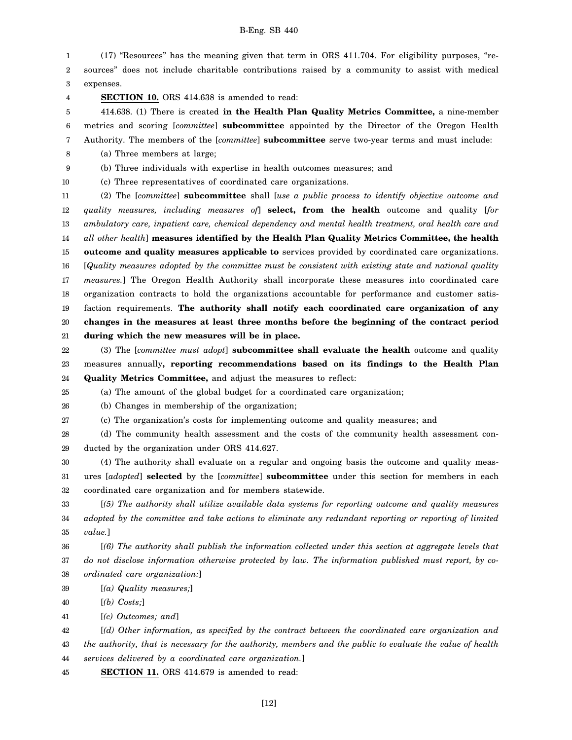(17) "Resources" has the meaning given that term in ORS 411.704. For eligibility purposes, "resources" does not include charitable contributions raised by a community to assist with medical expenses.

**SECTION 10.** ORS 414.638 is amended to read:

414.638. (1) There is created **in the Health Plan Quality Metrics Committee,** a nine-member metrics and scoring [*committee*] **subcommittee** appointed by the Director of the Oregon Health Authority. The members of the [*committee*] **subcommittee** serve two-year terms and must include:

(a) Three members at large;

(b) Three individuals with expertise in health outcomes measures; and

(c) Three representatives of coordinated care organizations.

(2) The [*committee*] **subcommittee** shall [*use a public process to identify objective outcome and quality measures, including measures of*] **select, from the health** outcome and quality [*for ambulatory care, inpatient care, chemical dependency and mental health treatment, oral health care and all other health*] **measures identified by the Health Plan Quality Metrics Committee, the health outcome and quality measures applicable to** services provided by coordinated care organizations. [*Quality measures adopted by the committee must be consistent with existing state and national quality measures.*] The Oregon Health Authority shall incorporate these measures into coordinated care organization contracts to hold the organizations accountable for performance and customer satisfaction requirements. **The authority shall notify each coordinated care organization of any changes in the measures at least three months before the beginning of the contract period during which the new measures will be in place.**

(3) The [*committee must adopt*] **subcommittee shall evaluate the health** outcome and quality measures annually**, reporting recommendations based on its findings to the Health Plan Quality Metrics Committee,** and adjust the measures to reflect:

(a) The amount of the global budget for a coordinated care organization;

(b) Changes in membership of the organization;

(c) The organization's costs for implementing outcome and quality measures; and

(d) The community health assessment and the costs of the community health assessment conducted by the organization under ORS 414.627.

(4) The authority shall evaluate on a regular and ongoing basis the outcome and quality measures [*adopted*] **selected** by the [*committee*] **subcommittee** under this section for members in each coordinated care organization and for members statewide.

[*(5) The authority shall utilize available data systems for reporting outcome and quality measures adopted by the committee and take actions to eliminate any redundant reporting or reporting of limited value.*]

[*(6) The authority shall publish the information collected under this section at aggregate levels that do not disclose information otherwise protected by law. The information published must report, by coordinated care organization:*]

[*(a) Quality measures;*]

[*(b) Costs;*]

[*(c) Outcomes; and*]

[*(d) Other information, as specified by the contract between the coordinated care organization and the authority, that is necessary for the authority, members and the public to evaluate the value of health services delivered by a coordinated care organization.*]

**SECTION 11.** ORS 414.679 is amended to read: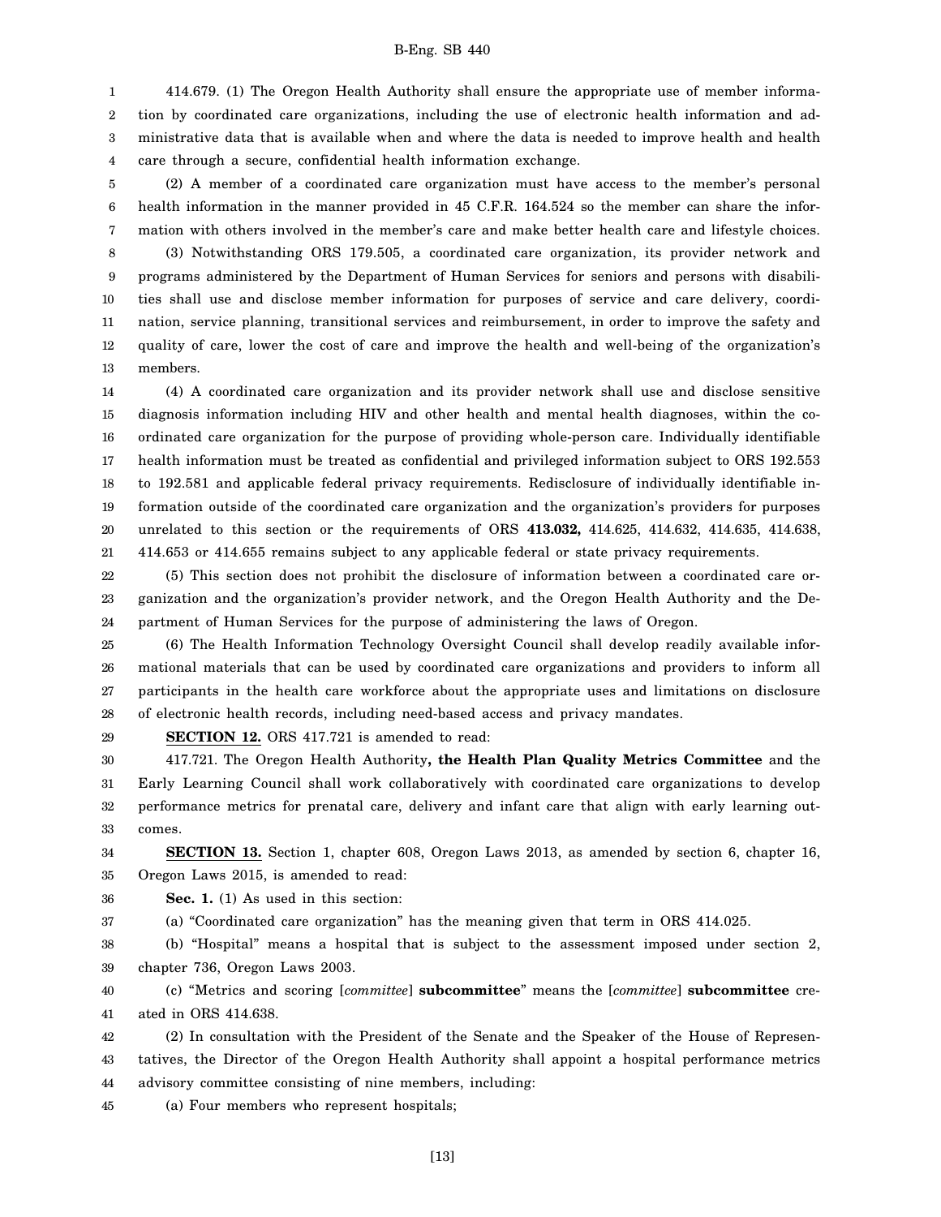414.679. (1) The Oregon Health Authority shall ensure the appropriate use of member information by coordinated care organizations, including the use of electronic health information and administrative data that is available when and where the data is needed to improve health and health care through a secure, confidential health information exchange.

(2) A member of a coordinated care organization must have access to the member's personal health information in the manner provided in 45 C.F.R. 164.524 so the member can share the information with others involved in the member's care and make better health care and lifestyle choices.

(3) Notwithstanding ORS 179.505, a coordinated care organization, its provider network and programs administered by the Department of Human Services for seniors and persons with disabilities shall use and disclose member information for purposes of service and care delivery, coordination, service planning, transitional services and reimbursement, in order to improve the safety and quality of care, lower the cost of care and improve the health and well-being of the organization's members.

(4) A coordinated care organization and its provider network shall use and disclose sensitive diagnosis information including HIV and other health and mental health diagnoses, within the coordinated care organization for the purpose of providing whole-person care. Individually identifiable health information must be treated as confidential and privileged information subject to ORS 192.553 to 192.581 and applicable federal privacy requirements. Redisclosure of individually identifiable information outside of the coordinated care organization and the organization's providers for purposes unrelated to this section or the requirements of ORS **413.032,** 414.625, 414.632, 414.635, 414.638, 414.653 or 414.655 remains subject to any applicable federal or state privacy requirements.

(5) This section does not prohibit the disclosure of information between a coordinated care organization and the organization's provider network, and the Oregon Health Authority and the Department of Human Services for the purpose of administering the laws of Oregon.

(6) The Health Information Technology Oversight Council shall develop readily available informational materials that can be used by coordinated care organizations and providers to inform all participants in the health care workforce about the appropriate uses and limitations on disclosure of electronic health records, including need-based access and privacy mandates.

**SECTION 12.** ORS 417.721 is amended to read:

417.721. The Oregon Health Authority**, the Health Plan Quality Metrics Committee** and the Early Learning Council shall work collaboratively with coordinated care organizations to develop performance metrics for prenatal care, delivery and infant care that align with early learning outcomes.

**SECTION 13.** Section 1, chapter 608, Oregon Laws 2013, as amended by section 6, chapter 16, Oregon Laws 2015, is amended to read:

**Sec. 1.** (1) As used in this section:

(a) "Coordinated care organization" has the meaning given that term in ORS 414.025.

(b) "Hospital" means a hospital that is subject to the assessment imposed under section 2, chapter 736, Oregon Laws 2003.

(c) "Metrics and scoring [*committee*] **subcommittee**" means the [*committee*] **subcommittee** created in ORS 414.638.

(2) In consultation with the President of the Senate and the Speaker of the House of Representatives, the Director of the Oregon Health Authority shall appoint a hospital performance metrics advisory committee consisting of nine members, including:

(a) Four members who represent hospitals;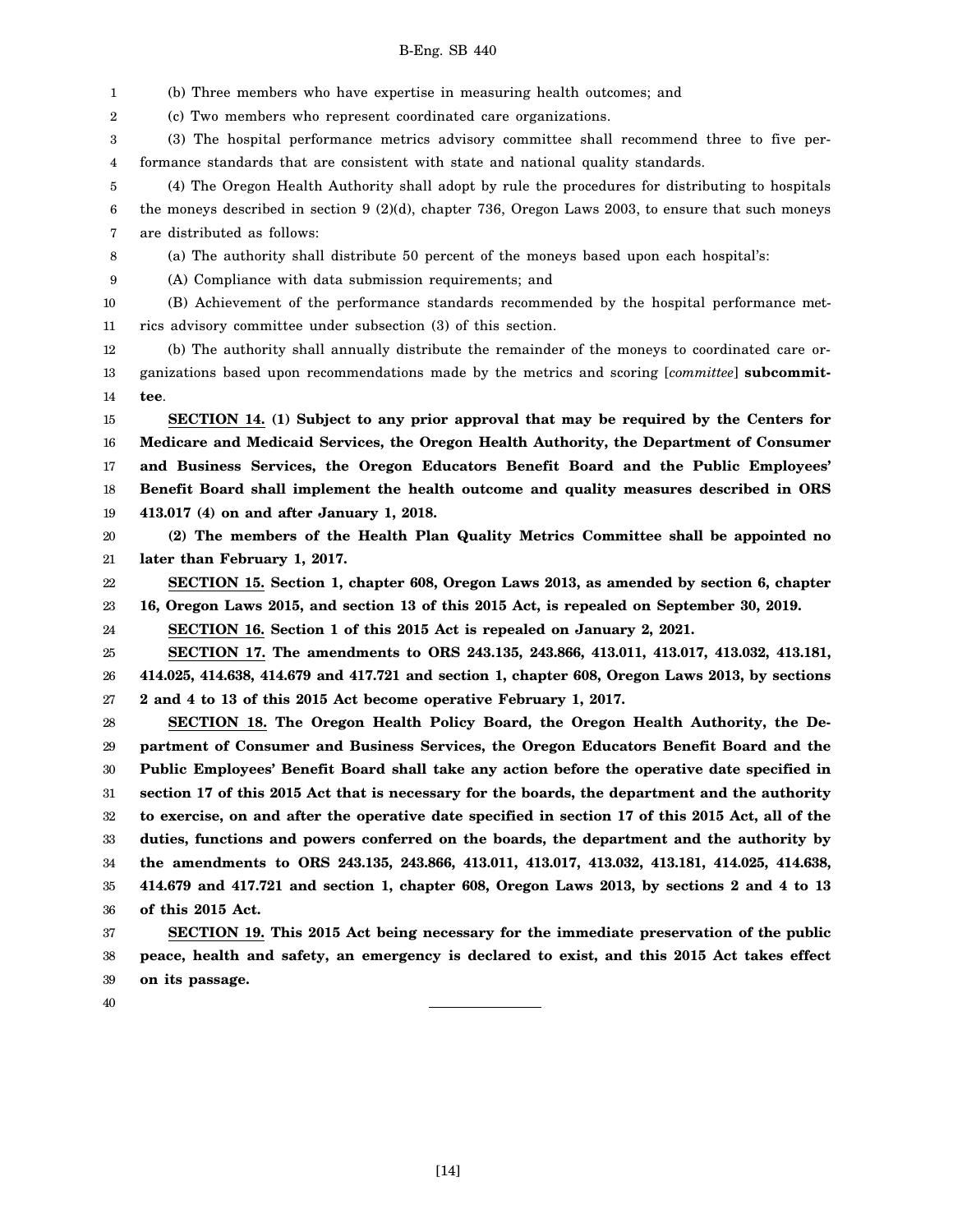(b) Three members who have expertise in measuring health outcomes; and

(c) Two members who represent coordinated care organizations.

(3) The hospital performance metrics advisory committee shall recommend three to five performance standards that are consistent with state and national quality standards.

(4) The Oregon Health Authority shall adopt by rule the procedures for distributing to hospitals the moneys described in section 9 (2)(d), chapter 736, Oregon Laws 2003, to ensure that such moneys are distributed as follows:

(a) The authority shall distribute 50 percent of the moneys based upon each hospital's:

(A) Compliance with data submission requirements; and

(B) Achievement of the performance standards recommended by the hospital performance metrics advisory committee under subsection (3) of this section.

(b) The authority shall annually distribute the remainder of the moneys to coordinated care organizations based upon recommendations made by the metrics and scoring [*committee*] **subcommittee**.

**SECTION 14. (1) Subject to any prior approval that may be required by the Centers for Medicare and Medicaid Services, the Oregon Health Authority, the Department of Consumer and Business Services, the Oregon Educators Benefit Board and the Public Employees' Benefit Board shall implement the health outcome and quality measures described in ORS 413.017 (4) on and after January 1, 2018.**

**(2) The members of the Health Plan Quality Metrics Committee shall be appointed no later than February 1, 2017.**

**SECTION 15. Section 1, chapter 608, Oregon Laws 2013, as amended by section 6, chapter 16, Oregon Laws 2015, and section 13 of this 2015 Act, is repealed on September 30, 2019.**

**SECTION 16. Section 1 of this 2015 Act is repealed on January 2, 2021.**

**SECTION 17. The amendments to ORS 243.135, 243.866, 413.011, 413.017, 413.032, 413.181, 414.025, 414.638, 414.679 and 417.721 and section 1, chapter 608, Oregon Laws 2013, by sections 2 and 4 to 13 of this 2015 Act become operative February 1, 2017.**

**SECTION 18. The Oregon Health Policy Board, the Oregon Health Authority, the Department of Consumer and Business Services, the Oregon Educators Benefit Board and the Public Employees' Benefit Board shall take any action before the operative date specified in section 17 of this 2015 Act that is necessary for the boards, the department and the authority to exercise, on and after the operative date specified in section 17 of this 2015 Act, all of the duties, functions and powers conferred on the boards, the department and the authority by the amendments to ORS 243.135, 243.866, 413.011, 413.017, 413.032, 413.181, 414.025, 414.638, 414.679 and 417.721 and section 1, chapter 608, Oregon Laws 2013, by sections 2 and 4 to 13 of this 2015 Act.**

**SECTION 19. This 2015 Act being necessary for the immediate preservation of the public peace, health and safety, an emergency is declared to exist, and this 2015 Act takes effect on its passage.**